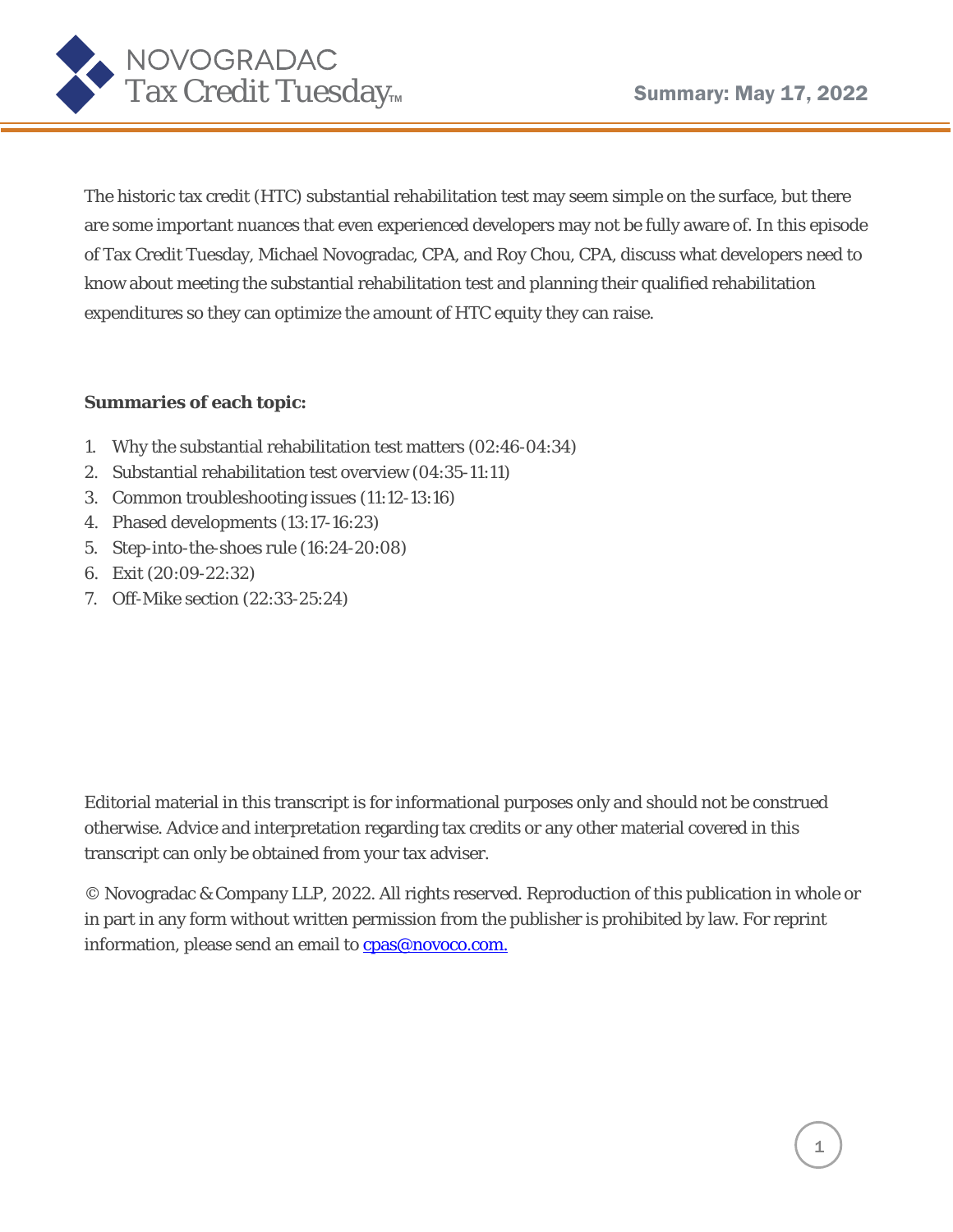# NOVOGRADAC Tax Credit Tuesday™

**Summary: May 17, 2022**

The historic tax credit (HTC) substantial rehabilitation test may seem simple on the surface, but there are some important nuances that even experienced developers may not be fully aware of. In this episode of Tax Credit Tuesday, Michael Novogradac, CPA, and Roy Chou, CPA, discuss what developers need to know about meeting the substantial rehabilitation test and planning their qualified rehabilitation expenditures so they can optimize the amount of HTC equity they can raise.

**Summaries of each topic:**

1. Why the substantial rehabilitation test matters (02:46-04:34)
2. Substantial rehabilitation test overview (04:35-11:11)
3. Common troubleshooting issues (11:12-13:16)
4. Phased developments (13:17-16:23)
5. Step-into-the-shoes rule (16:24-20:08)
6. Exit (20:09-22:32)
7. Off-Mike section (22:33-25:24)

Editorial material in this transcript is for informational purposes only and should not be construed otherwise. Advice and interpretation regarding tax credits or any other material covered in this transcript can only be obtained from your tax adviser.

© Novogradac & Company LLP, 2022. All rights reserved. Reproduction of this publication in whole or in part in any form without written permission from the publisher is prohibited by law. For reprint information, please send an email to cpas@novoco.com.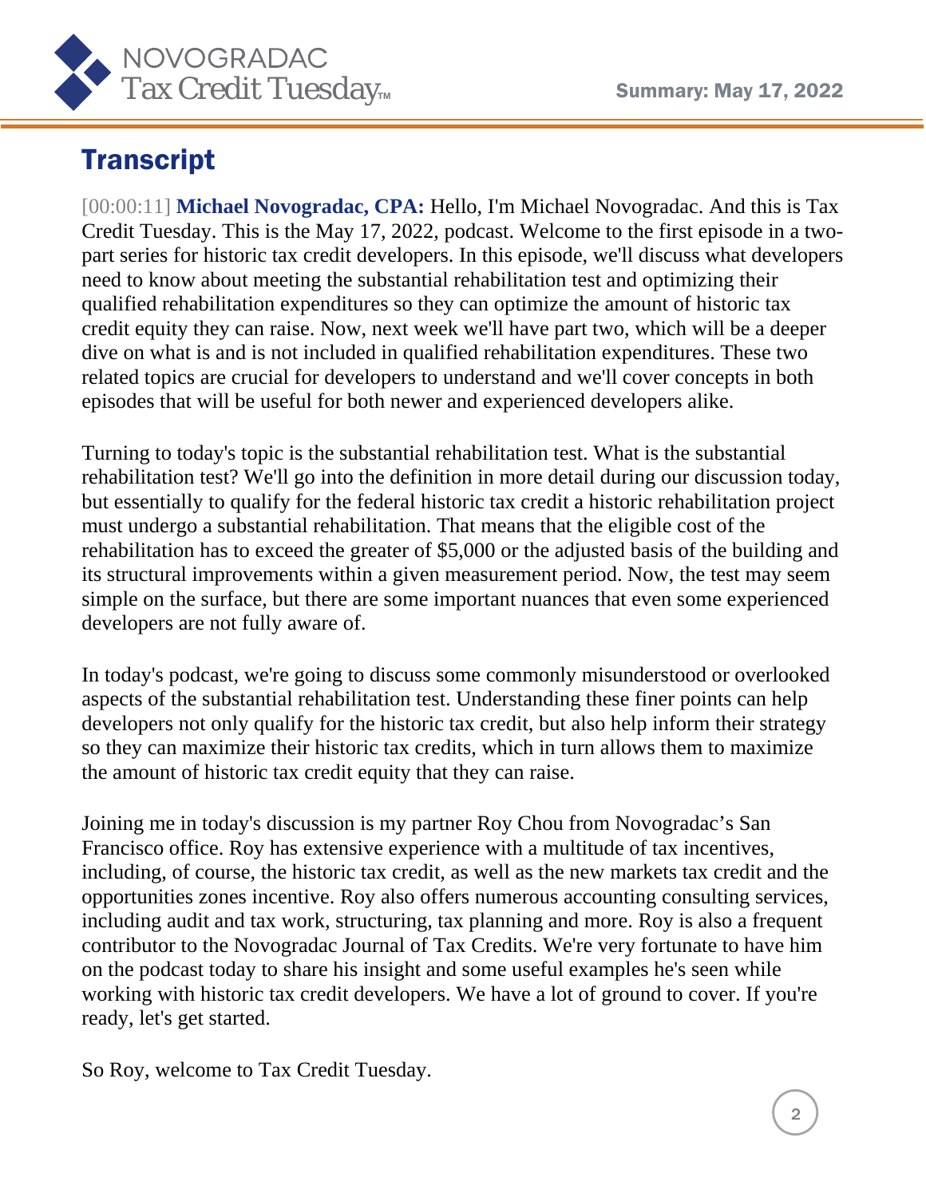## Transcript

[00:00:11] **Michael Novogradac, CPA:** Hello, I'm Michael Novogradac. And this is Tax Credit Tuesday. This is the May 17, 2022, podcast. Welcome to the first episode in a two-part series for historic tax credit developers. In this episode, we'll discuss what developers need to know about meeting the substantial rehabilitation test and optimizing their qualified rehabilitation expenditures so they can optimize the amount of historic tax credit equity they can raise. Now, next week we'll have part two, which will be a deeper dive on what is and is not included in qualified rehabilitation expenditures. These two related topics are crucial for developers to understand and we'll cover concepts in both episodes that will be useful for both newer and experienced developers alike.

Turning to today's topic is the substantial rehabilitation test. What is the substantial rehabilitation test? We'll go into the definition in more detail during our discussion today, but essentially to qualify for the federal historic tax credit a historic rehabilitation project must undergo a substantial rehabilitation. That means that the eligible cost of the rehabilitation has to exceed the greater of $5,000 or the adjusted basis of the building and its structural improvements within a given measurement period. Now, the test may seem simple on the surface, but there are some important nuances that even some experienced developers are not fully aware of.

In today's podcast, we're going to discuss some commonly misunderstood or overlooked aspects of the substantial rehabilitation test. Understanding these finer points can help developers not only qualify for the historic tax credit, but also help inform their strategy so they can maximize their historic tax credits, which in turn allows them to maximize the amount of historic tax credit equity that they can raise.

Joining me in today's discussion is my partner Roy Chou from Novogradac's San Francisco office. Roy has extensive experience with a multitude of tax incentives, including, of course, the historic tax credit, as well as the new markets tax credit and the opportunities zones incentive. Roy also offers numerous accounting consulting services, including audit and tax work, structuring, tax planning and more. Roy is also a frequent contributor to the Novogradac Journal of Tax Credits. We're very fortunate to have him on the podcast today to share his insight and some useful examples he's seen while working with historic tax credit developers. We have a lot of ground to cover. If you're ready, let's get started.

So Roy, welcome to Tax Credit Tuesday.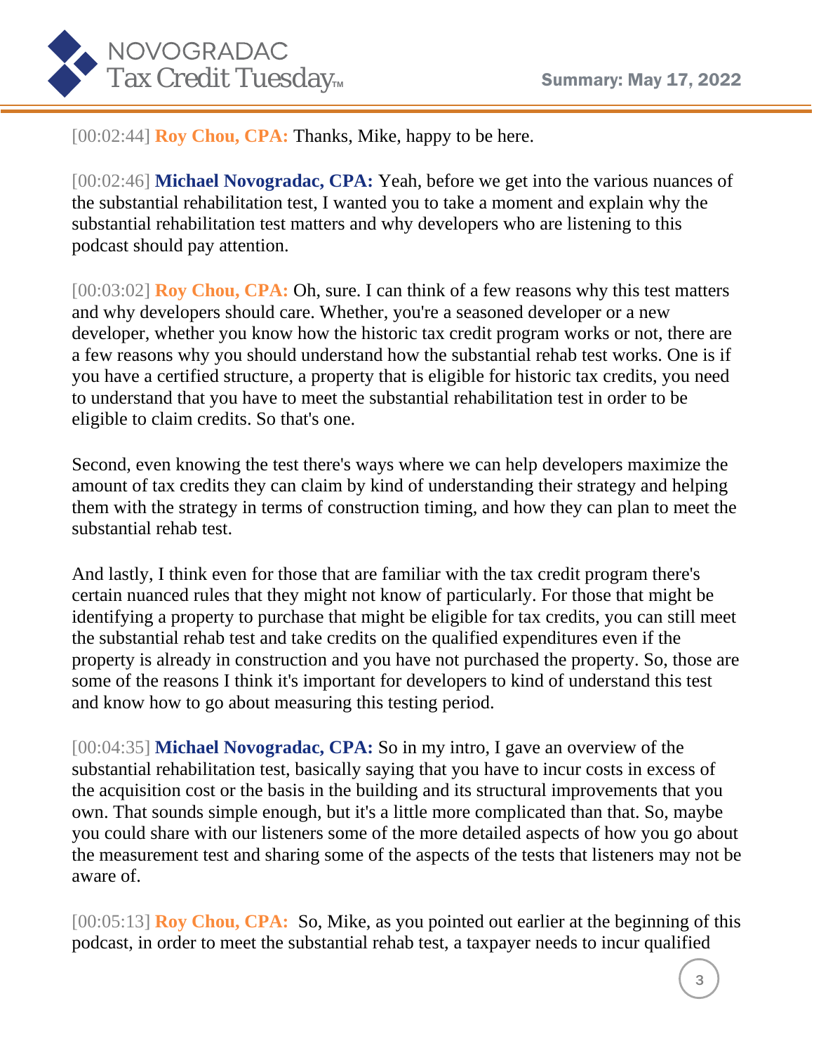[00:02:44] **Roy Chou, CPA:** Thanks, Mike, happy to be here.

[00:02:46] **Michael Novogradac, CPA:** Yeah, before we get into the various nuances of the substantial rehabilitation test, I wanted you to take a moment and explain why the substantial rehabilitation test matters and why developers who are listening to this podcast should pay attention.

[00:03:02] **Roy Chou, CPA:** Oh, sure. I can think of a few reasons why this test matters and why developers should care. Whether, you're a seasoned developer or a new developer, whether you know how the historic tax credit program works or not, there are a few reasons why you should understand how the substantial rehab test works. One is if you have a certified structure, a property that is eligible for historic tax credits, you need to understand that you have to meet the substantial rehabilitation test in order to be eligible to claim credits. So that's one.

Second, even knowing the test there's ways where we can help developers maximize the amount of tax credits they can claim by kind of understanding their strategy and helping them with the strategy in terms of construction timing, and how they can plan to meet the substantial rehab test.

And lastly, I think even for those that are familiar with the tax credit program there's certain nuanced rules that they might not know of particularly. For those that might be identifying a property to purchase that might be eligible for tax credits, you can still meet the substantial rehab test and take credits on the qualified expenditures even if the property is already in construction and you have not purchased the property. So, those are some of the reasons I think it's important for developers to kind of understand this test and know how to go about measuring this testing period.

[00:04:35] **Michael Novogradac, CPA:** So in my intro, I gave an overview of the substantial rehabilitation test, basically saying that you have to incur costs in excess of the acquisition cost or the basis in the building and its structural improvements that you own. That sounds simple enough, but it's a little more complicated than that. So, maybe you could share with our listeners some of the more detailed aspects of how you go about the measurement test and sharing some of the aspects of the tests that listeners may not be aware of.

[00:05:13] **Roy Chou, CPA:** So, Mike, as you pointed out earlier at the beginning of this podcast, in order to meet the substantial rehab test, a taxpayer needs to incur qualified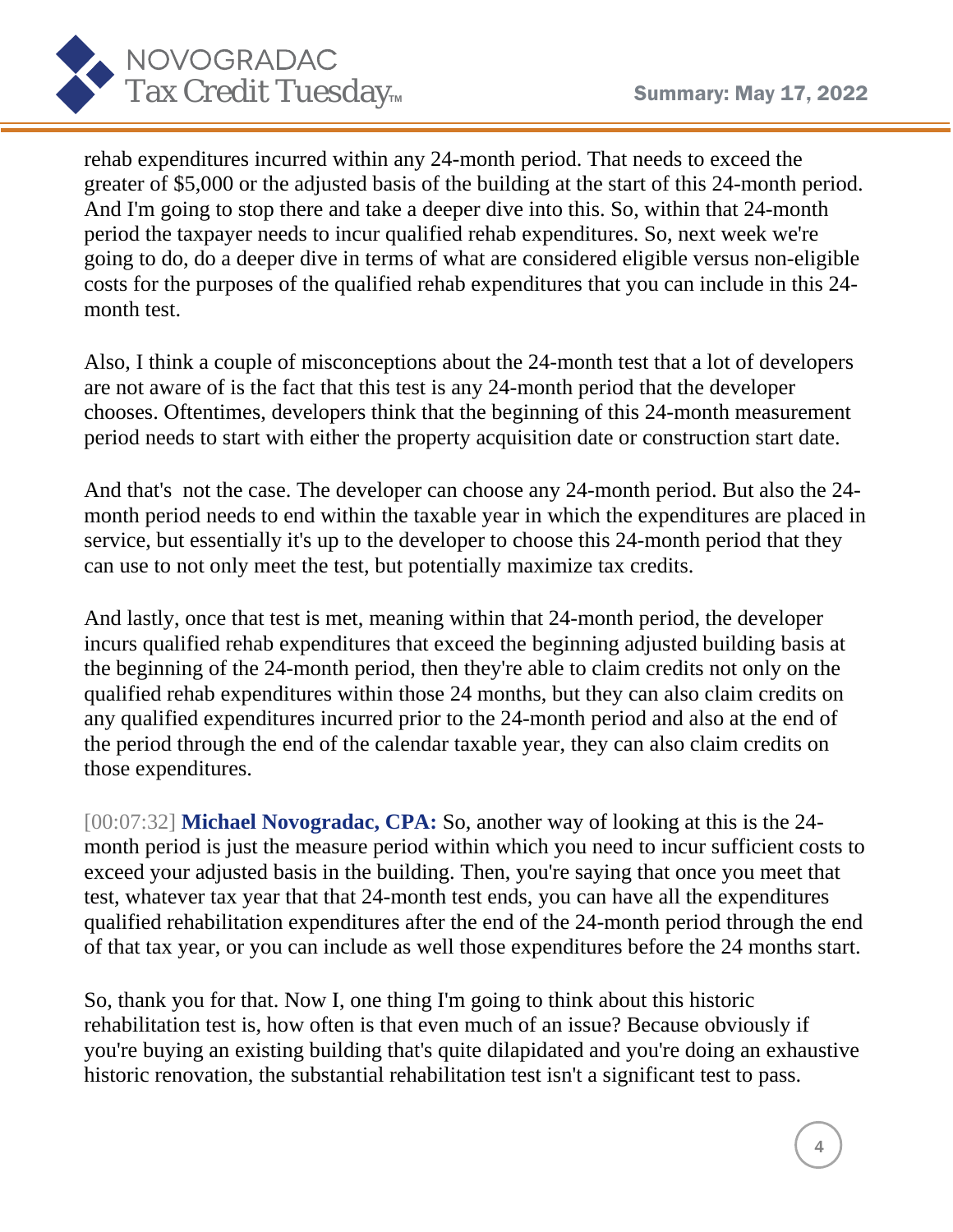rehab expenditures incurred within any 24-month period. That needs to exceed the greater of $5,000 or the adjusted basis of the building at the start of this 24-month period. And I'm going to stop there and take a deeper dive into this. So, within that 24-month period the taxpayer needs to incur qualified rehab expenditures. So, next week we're going to do, do a deeper dive in terms of what are considered eligible versus non-eligible costs for the purposes of the qualified rehab expenditures that you can include in this 24-month test.

Also, I think a couple of misconceptions about the 24-month test that a lot of developers are not aware of is the fact that this test is any 24-month period that the developer chooses. Oftentimes, developers think that the beginning of this 24-month measurement period needs to start with either the property acquisition date or construction start date.

And that's  not the case. The developer can choose any 24-month period. But also the 24-month period needs to end within the taxable year in which the expenditures are placed in service, but essentially it's up to the developer to choose this 24-month period that they can use to not only meet the test, but potentially maximize tax credits.

And lastly, once that test is met, meaning within that 24-month period, the developer incurs qualified rehab expenditures that exceed the beginning adjusted building basis at the beginning of the 24-month period, then they're able to claim credits not only on the qualified rehab expenditures within those 24 months, but they can also claim credits on any qualified expenditures incurred prior to the 24-month period and also at the end of the period through the end of the calendar taxable year, they can also claim credits on those expenditures.

[00:07:32] **Michael Novogradac, CPA:** So, another way of looking at this is the 24-month period is just the measure period within which you need to incur sufficient costs to exceed your adjusted basis in the building. Then, you're saying that once you meet that test, whatever tax year that that 24-month test ends, you can have all the expenditures qualified rehabilitation expenditures after the end of the 24-month period through the end of that tax year, or you can include as well those expenditures before the 24 months start.

So, thank you for that. Now I, one thing I'm going to think about this historic rehabilitation test is, how often is that even much of an issue? Because obviously if you're buying an existing building that's quite dilapidated and you're doing an exhaustive historic renovation, the substantial rehabilitation test isn't a significant test to pass.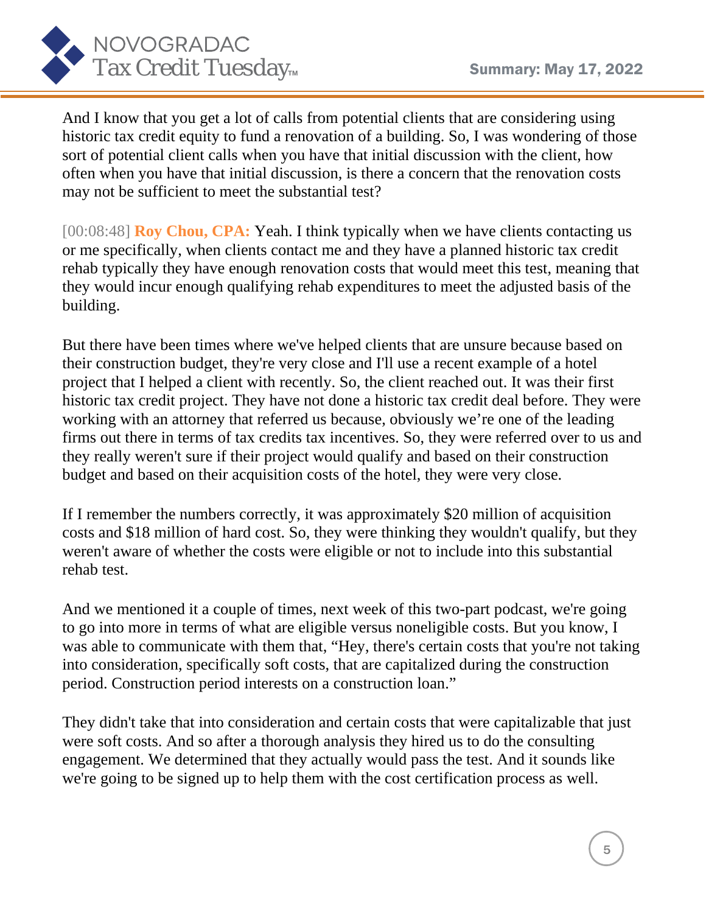And I know that you get a lot of calls from potential clients that are considering using historic tax credit equity to fund a renovation of a building. So, I was wondering of those sort of potential client calls when you have that initial discussion with the client, how often when you have that initial discussion, is there a concern that the renovation costs may not be sufficient to meet the substantial test?

[00:08:48] **Roy Chou, CPA:** Yeah. I think typically when we have clients contacting us or me specifically, when clients contact me and they have a planned historic tax credit rehab typically they have enough renovation costs that would meet this test, meaning that they would incur enough qualifying rehab expenditures to meet the adjusted basis of the building.

But there have been times where we've helped clients that are unsure because based on their construction budget, they're very close and I'll use a recent example of a hotel project that I helped a client with recently. So, the client reached out. It was their first historic tax credit project. They have not done a historic tax credit deal before. They were working with an attorney that referred us because, obviously we're one of the leading firms out there in terms of tax credits tax incentives. So, they were referred over to us and they really weren't sure if their project would qualify and based on their construction budget and based on their acquisition costs of the hotel, they were very close.

If I remember the numbers correctly, it was approximately $20 million of acquisition costs and $18 million of hard cost. So, they were thinking they wouldn't qualify, but they weren't aware of whether the costs were eligible or not to include into this substantial rehab test.

And we mentioned it a couple of times, next week of this two-part podcast, we're going to go into more in terms of what are eligible versus noneligible costs. But you know, I was able to communicate with them that, "Hey, there's certain costs that you're not taking into consideration, specifically soft costs, that are capitalized during the construction period. Construction period interests on a construction loan."

They didn't take that into consideration and certain costs that were capitalizable that just were soft costs. And so after a thorough analysis they hired us to do the consulting engagement. We determined that they actually would pass the test. And it sounds like we're going to be signed up to help them with the cost certification process as well.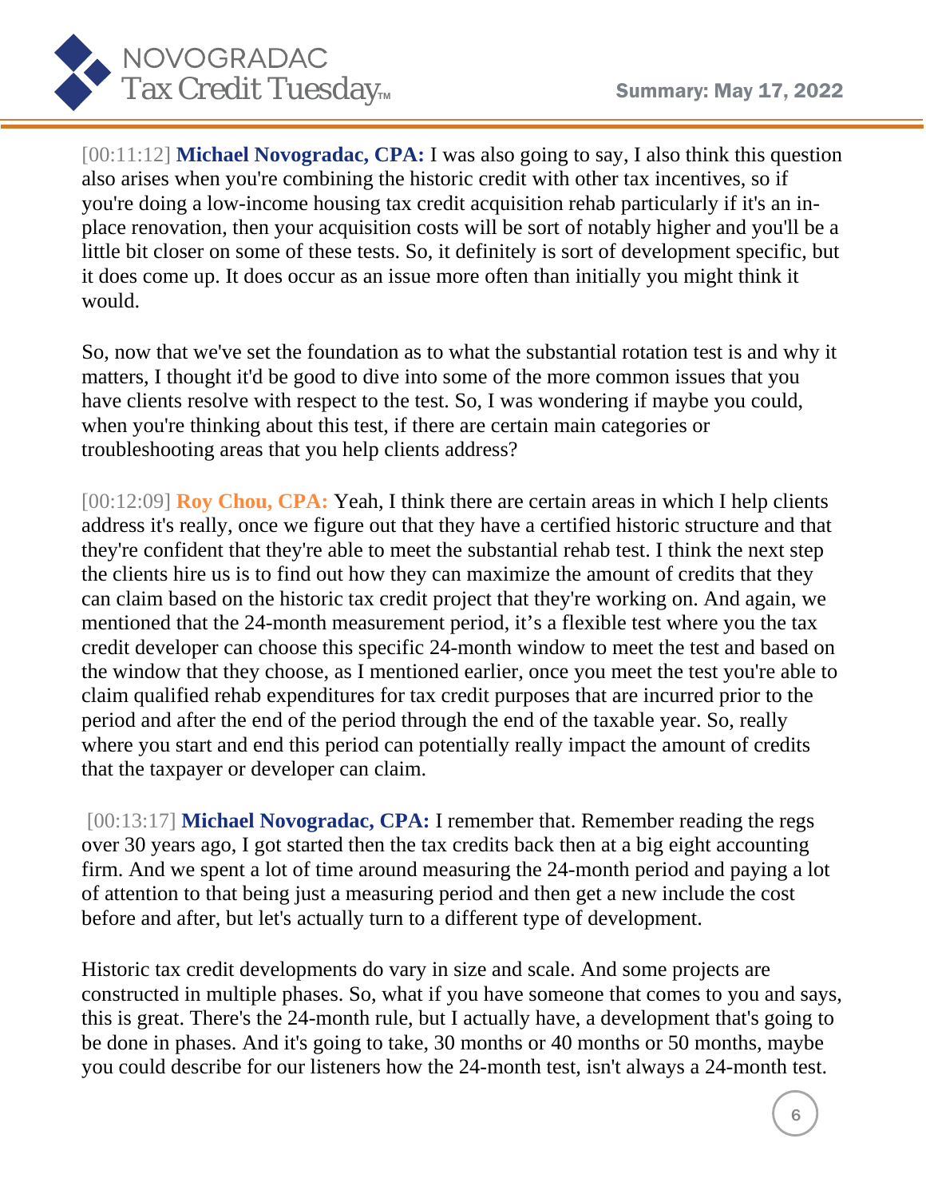[00:11:12] **Michael Novogradac, CPA:** I was also going to say, I also think this question also arises when you're combining the historic credit with other tax incentives, so if you're doing a low-income housing tax credit acquisition rehab particularly if it's an in-place renovation, then your acquisition costs will be sort of notably higher and you'll be a little bit closer on some of these tests. So, it definitely is sort of development specific, but it does come up. It does occur as an issue more often than initially you might think it would.

So, now that we've set the foundation as to what the substantial rotation test is and why it matters, I thought it'd be good to dive into some of the more common issues that you have clients resolve with respect to the test. So, I was wondering if maybe you could, when you're thinking about this test, if there are certain main categories or troubleshooting areas that you help clients address?

[00:12:09] **Roy Chou, CPA:** Yeah, I think there are certain areas in which I help clients address it's really, once we figure out that they have a certified historic structure and that they're confident that they're able to meet the substantial rehab test. I think the next step the clients hire us is to find out how they can maximize the amount of credits that they can claim based on the historic tax credit project that they're working on. And again, we mentioned that the 24-month measurement period, it's a flexible test where you the tax credit developer can choose this specific 24-month window to meet the test and based on the window that they choose, as I mentioned earlier, once you meet the test you're able to claim qualified rehab expenditures for tax credit purposes that are incurred prior to the period and after the end of the period through the end of the taxable year. So, really where you start and end this period can potentially really impact the amount of credits that the taxpayer or developer can claim.

[00:13:17] **Michael Novogradac, CPA:** I remember that. Remember reading the regs over 30 years ago, I got started then the tax credits back then at a big eight accounting firm. And we spent a lot of time around measuring the 24-month period and paying a lot of attention to that being just a measuring period and then get a new include the cost before and after, but let's actually turn to a different type of development.

Historic tax credit developments do vary in size and scale. And some projects are constructed in multiple phases. So, what if you have someone that comes to you and says, this is great. There's the 24-month rule, but I actually have, a development that's going to be done in phases. And it's going to take, 30 months or 40 months or 50 months, maybe you could describe for our listeners how the 24-month test, isn't always a 24-month test.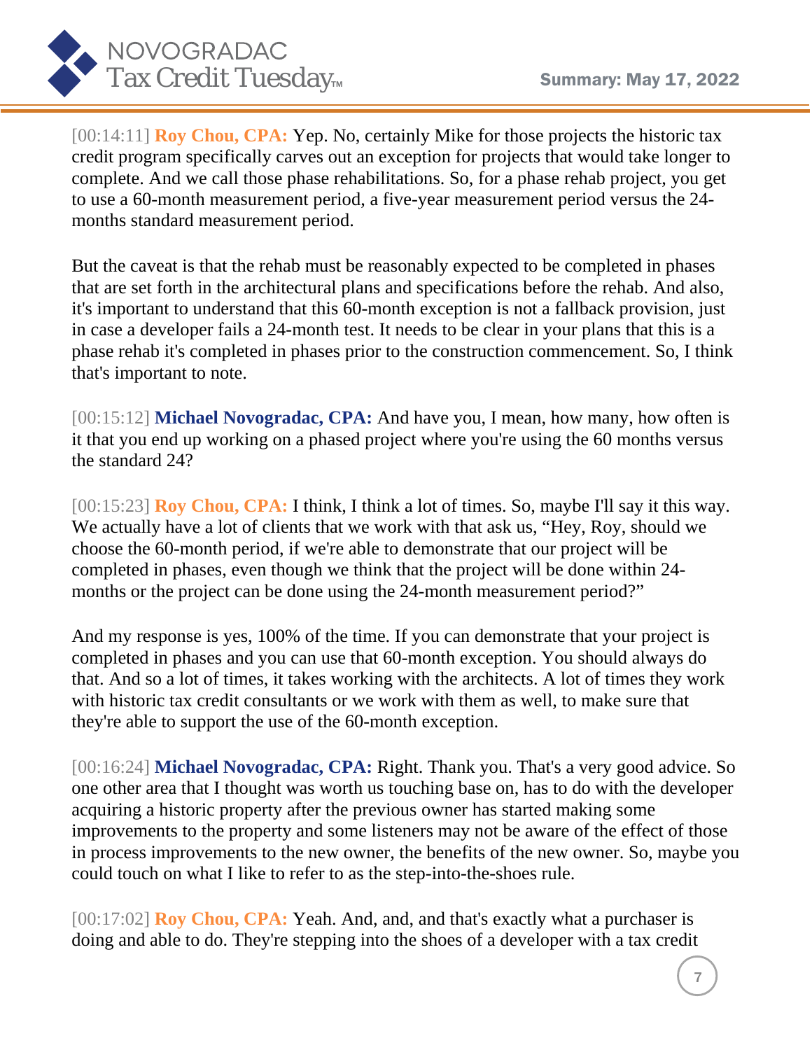[00:14:11] **Roy Chou, CPA:** Yep. No, certainly Mike for those projects the historic tax credit program specifically carves out an exception for projects that would take longer to complete. And we call those phase rehabilitations. So, for a phase rehab project, you get to use a 60-month measurement period, a five-year measurement period versus the 24-months standard measurement period.

But the caveat is that the rehab must be reasonably expected to be completed in phases that are set forth in the architectural plans and specifications before the rehab. And also, it's important to understand that this 60-month exception is not a fallback provision, just in case a developer fails a 24-month test. It needs to be clear in your plans that this is a phase rehab it's completed in phases prior to the construction commencement. So, I think that's important to note.

[00:15:12] **Michael Novogradac, CPA:** And have you, I mean, how many, how often is it that you end up working on a phased project where you're using the 60 months versus the standard 24?

[00:15:23] **Roy Chou, CPA:** I think, I think a lot of times. So, maybe I'll say it this way. We actually have a lot of clients that we work with that ask us, "Hey, Roy, should we choose the 60-month period, if we're able to demonstrate that our project will be completed in phases, even though we think that the project will be done within 24-months or the project can be done using the 24-month measurement period?"

And my response is yes, 100% of the time. If you can demonstrate that your project is completed in phases and you can use that 60-month exception. You should always do that. And so a lot of times, it takes working with the architects. A lot of times they work with historic tax credit consultants or we work with them as well, to make sure that they're able to support the use of the 60-month exception.

[00:16:24] **Michael Novogradac, CPA:** Right. Thank you. That's a very good advice. So one other area that I thought was worth us touching base on, has to do with the developer acquiring a historic property after the previous owner has started making some improvements to the property and some listeners may not be aware of the effect of those in process improvements to the new owner, the benefits of the new owner. So, maybe you could touch on what I like to refer to as the step-into-the-shoes rule.

[00:17:02] **Roy Chou, CPA:** Yeah. And, and, and that's exactly what a purchaser is doing and able to do. They're stepping into the shoes of a developer with a tax credit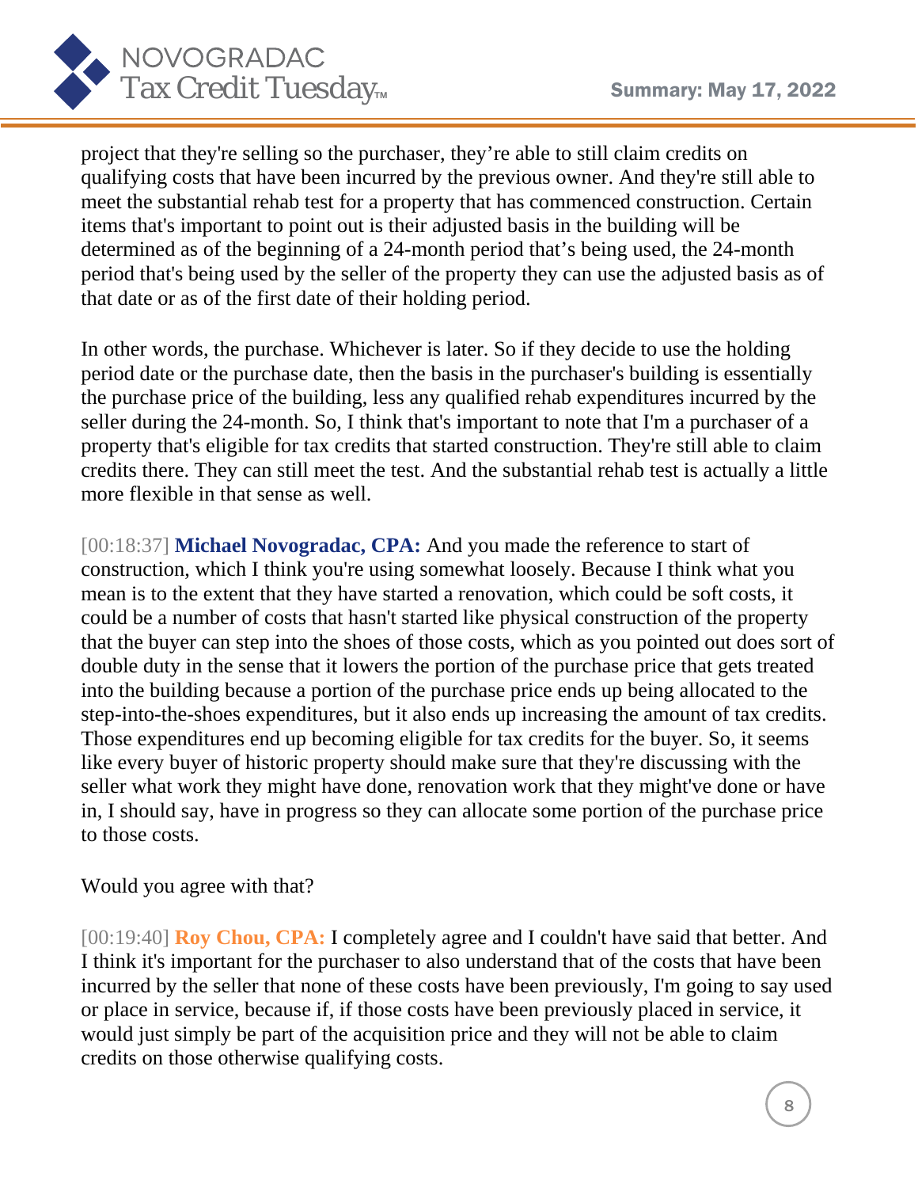project that they're selling so the purchaser, they're able to still claim credits on qualifying costs that have been incurred by the previous owner. And they're still able to meet the substantial rehab test for a property that has commenced construction. Certain items that's important to point out is their adjusted basis in the building will be determined as of the beginning of a 24-month period that's being used, the 24-month period that's being used by the seller of the property they can use the adjusted basis as of that date or as of the first date of their holding period.

In other words, the purchase. Whichever is later. So if they decide to use the holding period date or the purchase date, then the basis in the purchaser's building is essentially the purchase price of the building, less any qualified rehab expenditures incurred by the seller during the 24-month. So, I think that's important to note that I'm a purchaser of a property that's eligible for tax credits that started construction. They're still able to claim credits there. They can still meet the test. And the substantial rehab test is actually a little more flexible in that sense as well.

[00:18:37] **Michael Novogradac, CPA:** And you made the reference to start of construction, which I think you're using somewhat loosely. Because I think what you mean is to the extent that they have started a renovation, which could be soft costs, it could be a number of costs that hasn't started like physical construction of the property that the buyer can step into the shoes of those costs, which as you pointed out does sort of double duty in the sense that it lowers the portion of the purchase price that gets treated into the building because a portion of the purchase price ends up being allocated to the step-into-the-shoes expenditures, but it also ends up increasing the amount of tax credits. Those expenditures end up becoming eligible for tax credits for the buyer. So, it seems like every buyer of historic property should make sure that they're discussing with the seller what work they might have done, renovation work that they might've done or have in, I should say, have in progress so they can allocate some portion of the purchase price to those costs.

Would you agree with that?

[00:19:40] **Roy Chou, CPA:** I completely agree and I couldn't have said that better. And I think it's important for the purchaser to also understand that of the costs that have been incurred by the seller that none of these costs have been previously, I'm going to say used or place in service, because if, if those costs have been previously placed in service, it would just simply be part of the acquisition price and they will not be able to claim credits on those otherwise qualifying costs.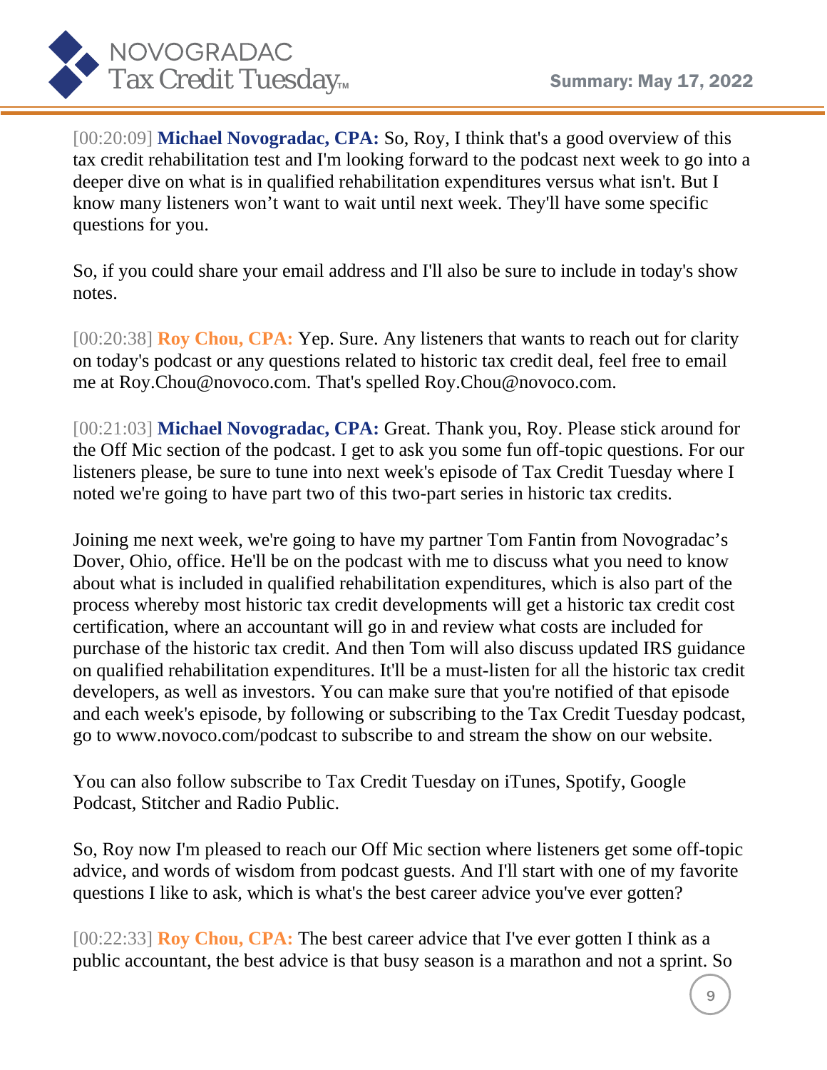[00:20:09] **Michael Novogradac, CPA:** So, Roy, I think that's a good overview of this tax credit rehabilitation test and I'm looking forward to the podcast next week to go into a deeper dive on what is in qualified rehabilitation expenditures versus what isn't. But I know many listeners won't want to wait until next week. They'll have some specific questions for you.

So, if you could share your email address and I'll also be sure to include in today's show notes.

[00:20:38] **Roy Chou, CPA:** Yep. Sure. Any listeners that wants to reach out for clarity on today's podcast or any questions related to historic tax credit deal, feel free to email me at Roy.Chou@novoco.com. That's spelled Roy.Chou@novoco.com.

[00:21:03] **Michael Novogradac, CPA:** Great. Thank you, Roy. Please stick around for the Off Mic section of the podcast. I get to ask you some fun off-topic questions. For our listeners please, be sure to tune into next week's episode of Tax Credit Tuesday where I noted we're going to have part two of this two-part series in historic tax credits.

Joining me next week, we're going to have my partner Tom Fantin from Novogradac's Dover, Ohio, office. He'll be on the podcast with me to discuss what you need to know about what is included in qualified rehabilitation expenditures, which is also part of the process whereby most historic tax credit developments will get a historic tax credit cost certification, where an accountant will go in and review what costs are included for purchase of the historic tax credit. And then Tom will also discuss updated IRS guidance on qualified rehabilitation expenditures. It'll be a must-listen for all the historic tax credit developers, as well as investors. You can make sure that you're notified of that episode and each week's episode, by following or subscribing to the Tax Credit Tuesday podcast, go to www.novoco.com/podcast to subscribe to and stream the show on our website.

You can also follow subscribe to Tax Credit Tuesday on iTunes, Spotify, Google Podcast, Stitcher and Radio Public.

So, Roy now I'm pleased to reach our Off Mic section where listeners get some off-topic advice, and words of wisdom from podcast guests. And I'll start with one of my favorite questions I like to ask, which is what's the best career advice you've ever gotten?

[00:22:33] **Roy Chou, CPA:** The best career advice that I've ever gotten I think as a public accountant, the best advice is that busy season is a marathon and not a sprint. So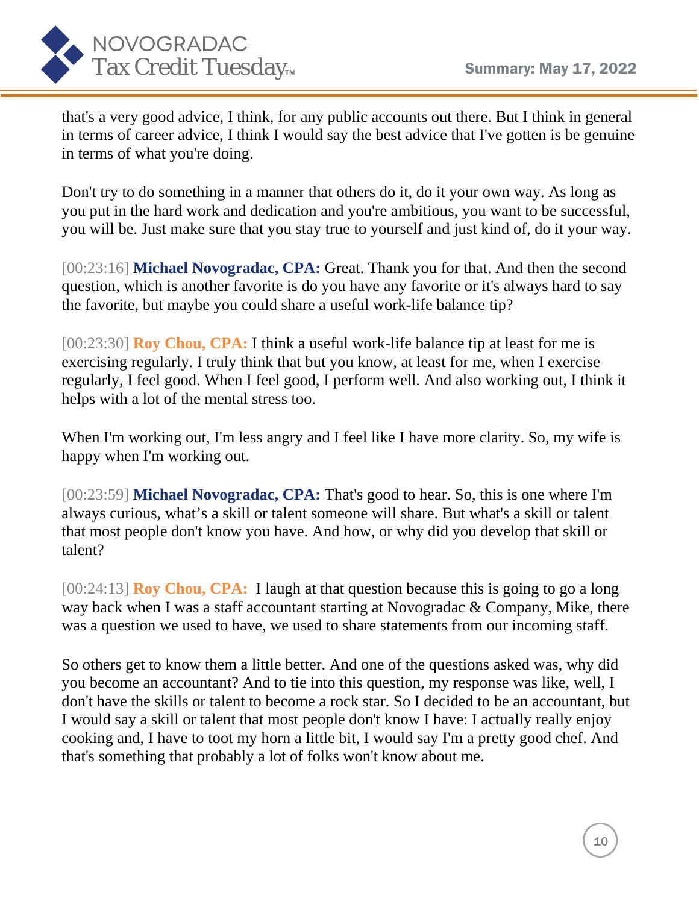that's a very good advice, I think, for any public accounts out there. But I think in general in terms of career advice, I think I would say the best advice that I've gotten is be genuine in terms of what you're doing.

Don't try to do something in a manner that others do it, do it your own way. As long as you put in the hard work and dedication and you're ambitious, you want to be successful, you will be. Just make sure that you stay true to yourself and just kind of, do it your way.

[00:23:16] **Michael Novogradac, CPA:** Great. Thank you for that. And then the second question, which is another favorite is do you have any favorite or it's always hard to say the favorite, but maybe you could share a useful work-life balance tip?

[00:23:30] **Roy Chou, CPA:** I think a useful work-life balance tip at least for me is exercising regularly. I truly think that but you know, at least for me, when I exercise regularly, I feel good. When I feel good, I perform well. And also working out, I think it helps with a lot of the mental stress too.

When I'm working out, I'm less angry and I feel like I have more clarity. So, my wife is happy when I'm working out.

[00:23:59] **Michael Novogradac, CPA:** That's good to hear. So, this is one where I'm always curious, what's a skill or talent someone will share. But what's a skill or talent that most people don't know you have. And how, or why did you develop that skill or talent?

[00:24:13] **Roy Chou, CPA:** I laugh at that question because this is going to go a long way back when I was a staff accountant starting at Novogradac & Company, Mike, there was a question we used to have, we used to share statements from our incoming staff.

So others get to know them a little better. And one of the questions asked was, why did you become an accountant? And to tie into this question, my response was like, well, I don't have the skills or talent to become a rock star. So I decided to be an accountant, but I would say a skill or talent that most people don't know I have: I actually really enjoy cooking and, I have to toot my horn a little bit, I would say I'm a pretty good chef. And that's something that probably a lot of folks won't know about me.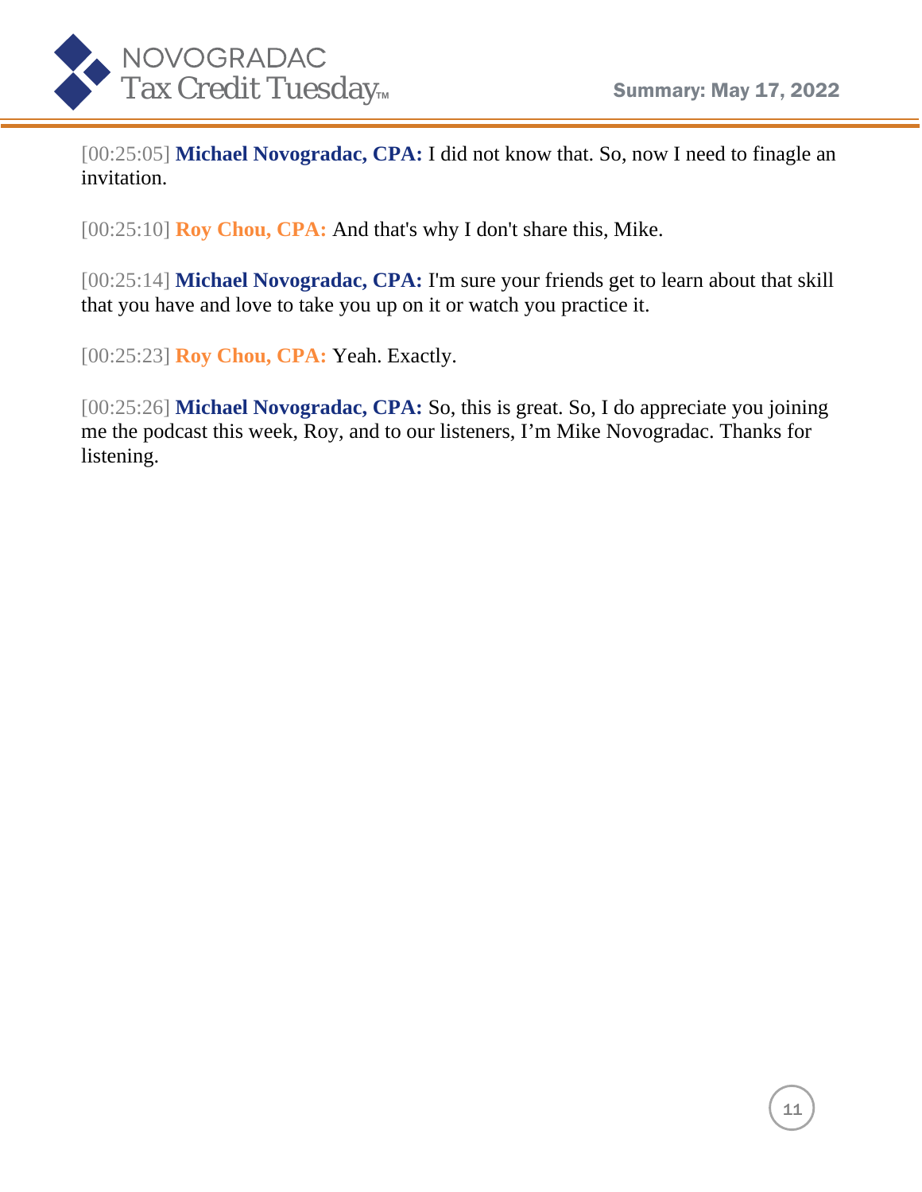[00:25:05] **Michael Novogradac, CPA:** I did not know that. So, now I need to finagle an invitation.

[00:25:10] **Roy Chou, CPA:** And that's why I don't share this, Mike.

[00:25:14] **Michael Novogradac, CPA:** I'm sure your friends get to learn about that skill that you have and love to take you up on it or watch you practice it.

[00:25:23] **Roy Chou, CPA:** Yeah. Exactly.

[00:25:26] **Michael Novogradac, CPA:** So, this is great. So, I do appreciate you joining me the podcast this week, Roy, and to our listeners, I'm Mike Novogradac. Thanks for listening.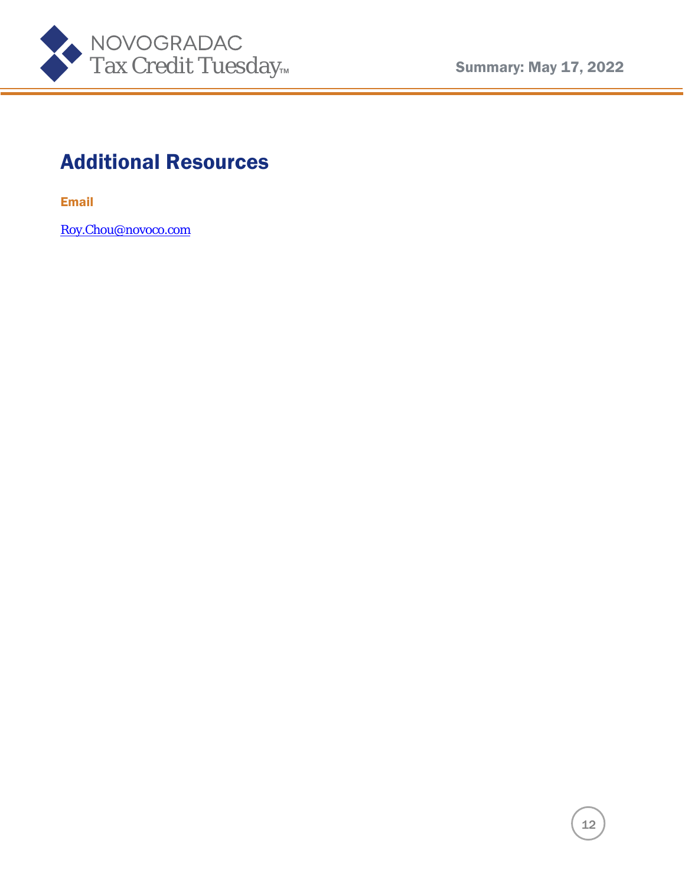## Additional Resources

### Email

Roy.Chou@novoco.com